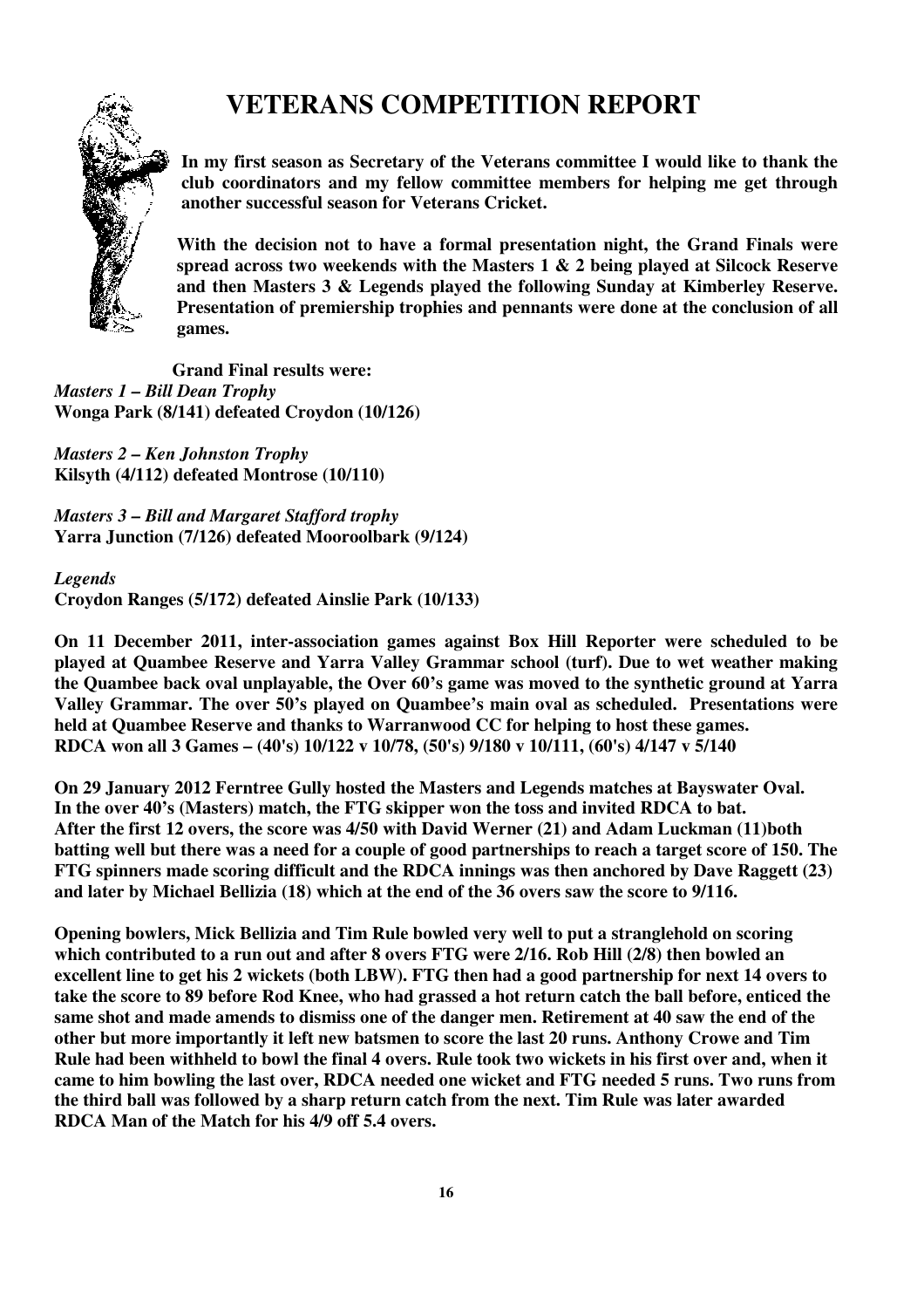# VETERANS COMPETITION REPORT

**In my first season as Secretary of the Veterans committee I would like to thank the club coordinators and my fellow committee members for helping me get through another successful season for Veterans Cricket.**

**With the decision not to have a formal presentation night, the Grand Finals were spread across two weekends with the Masters 1 & 2 being played at Silcock Reserve and then Masters 3 & Legends played the following Sunday at Kimberley Reserve. Presentation of premiership trophies and pennants were done at the conclusion of all games.**

**Grand Final results were:**

*Masters 1 – Bill Dean Trophy*
**Wonga Park (8/141) defeated Croydon (10/126)**

*Masters 2 – Ken Johnston Trophy*
**Kilsyth (4/112) defeated Montrose (10/110)**

*Masters 3 – Bill and Margaret Stafford trophy*
**Yarra Junction (7/126) defeated Mooroolbark (9/124)**

*Legends*
**Croydon Ranges (5/172) defeated Ainslie Park (10/133)**

**On 11 December 2011, inter-association games against Box Hill Reporter were scheduled to be played at Quambee Reserve and Yarra Valley Grammar school (turf). Due to wet weather making the Quambee back oval unplayable, the Over 60's game was moved to the synthetic ground at Yarra Valley Grammar. The over 50's played on Quambee's main oval as scheduled. Presentations were held at Quambee Reserve and thanks to Warranwood CC for helping to host these games. RDCA won all 3 Games – (40's) 10/122 v 10/78, (50's) 9/180 v 10/111, (60's) 4/147 v 5/140**

**On 29 January 2012 Ferntree Gully hosted the Masters and Legends matches at Bayswater Oval. In the over 40's (Masters) match, the FTG skipper won the toss and invited RDCA to bat. After the first 12 overs, the score was 4/50 with David Werner (21) and Adam Luckman (11)both batting well but there was a need for a couple of good partnerships to reach a target score of 150. The FTG spinners made scoring difficult and the RDCA innings was then anchored by Dave Raggett (23) and later by Michael Bellizia (18) which at the end of the 36 overs saw the score to 9/116.**

**Opening bowlers, Mick Bellizia and Tim Rule bowled very well to put a stranglehold on scoring which contributed to a run out and after 8 overs FTG were 2/16. Rob Hill (2/8) then bowled an excellent line to get his 2 wickets (both LBW). FTG then had a good partnership for next 14 overs to take the score to 89 before Rod Knee, who had grassed a hot return catch the ball before, enticed the same shot and made amends to dismiss one of the danger men. Retirement at 40 saw the end of the other but more importantly it left new batsmen to score the last 20 runs. Anthony Crowe and Tim Rule had been withheld to bowl the final 4 overs. Rule took two wickets in his first over and, when it came to him bowling the last over, RDCA needed one wicket and FTG needed 5 runs. Two runs from the third ball was followed by a sharp return catch from the next. Tim Rule was later awarded RDCA Man of the Match for his 4/9 off 5.4 overs.**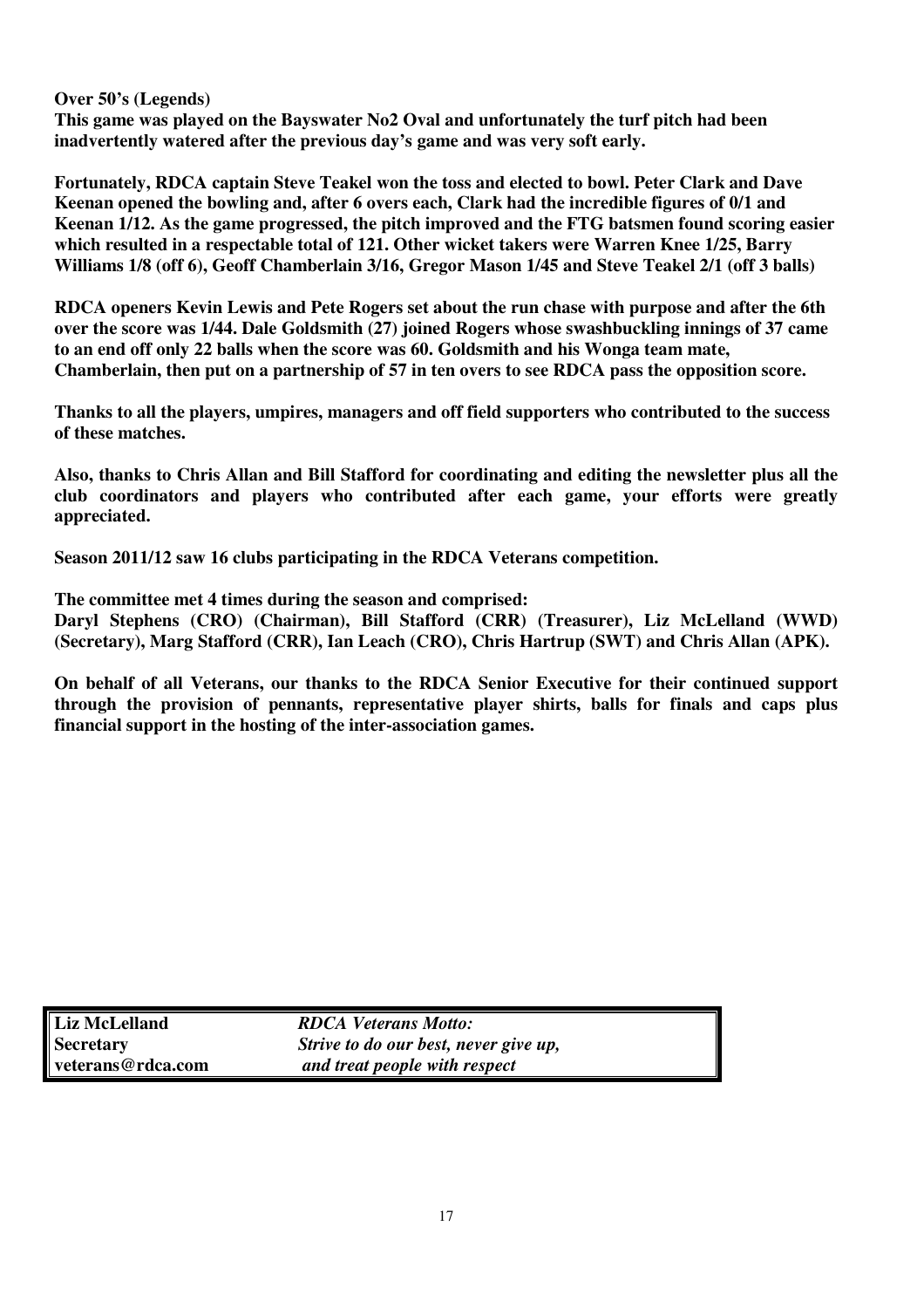**Over 50's (Legends)**

**This game was played on the Bayswater No2 Oval and unfortunately the turf pitch had been inadvertently watered after the previous day's game and was very soft early.**

**Fortunately, RDCA captain Steve Teakel won the toss and elected to bowl. Peter Clark and Dave Keenan opened the bowling and, after 6 overs each, Clark had the incredible figures of 0/1 and Keenan 1/12. As the game progressed, the pitch improved and the FTG batsmen found scoring easier which resulted in a respectable total of 121. Other wicket takers were Warren Knee 1/25, Barry Williams 1/8 (off 6), Geoff Chamberlain 3/16, Gregor Mason 1/45 and Steve Teakel 2/1 (off 3 balls)**

**RDCA openers Kevin Lewis and Pete Rogers set about the run chase with purpose and after the 6th over the score was 1/44. Dale Goldsmith (27) joined Rogers whose swashbuckling innings of 37 came to an end off only 22 balls when the score was 60. Goldsmith and his Wonga team mate, Chamberlain, then put on a partnership of 57 in ten overs to see RDCA pass the opposition score.**

**Thanks to all the players, umpires, managers and off field supporters who contributed to the success of these matches.**

**Also, thanks to Chris Allan and Bill Stafford for coordinating and editing the newsletter plus all the club coordinators and players who contributed after each game, your efforts were greatly appreciated.**

**Season 2011/12 saw 16 clubs participating in the RDCA Veterans competition.**

**The committee met 4 times during the season and comprised:**
**Daryl Stephens (CRO) (Chairman), Bill Stafford (CRR) (Treasurer), Liz McLelland (WWD) (Secretary), Marg Stafford (CRR), Ian Leach (CRO), Chris Hartrup (SWT) and Chris Allan (APK).**

**On behalf of all Veterans, our thanks to the RDCA Senior Executive for their continued support through the provision of pennants, representative player shirts, balls for finals and caps plus financial support in the hosting of the inter-association games.**

| | |
|---|---|
| **Liz McLelland** | ***RDCA Veterans Motto:*** |
| **Secretary** | ***Strive to do our best, never give up,*** |
| **veterans@rdca.com** | ***and treat people with respect*** |